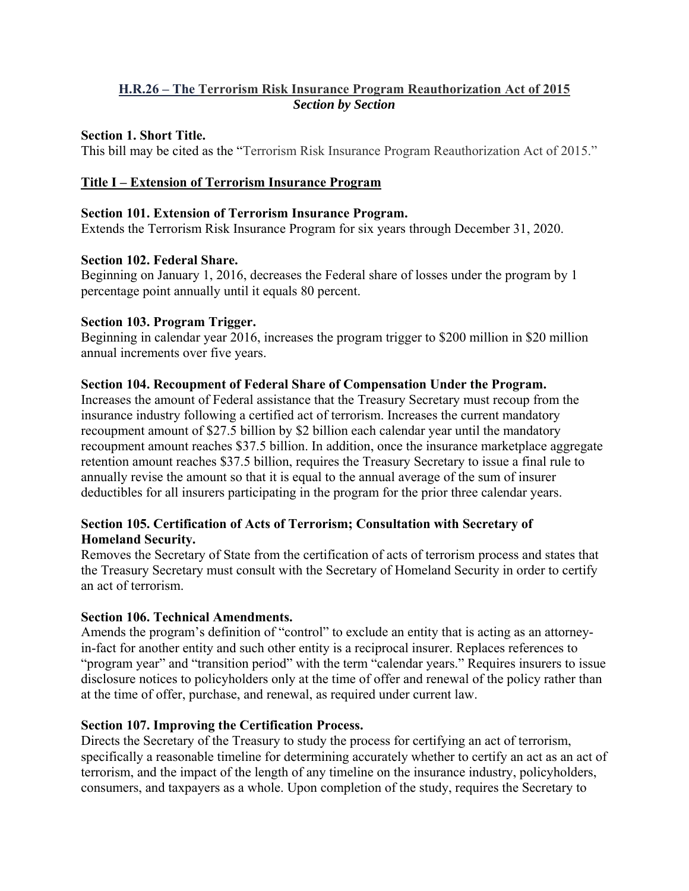## H.R.26 – The Terrorism Risk Insurance Program Reauthorization Act of 2015
***Section by Section***

**Section 1. Short Title.**
This bill may be cited as the "Terrorism Risk Insurance Program Reauthorization Act of 2015."

### Title I – Extension of Terrorism Insurance Program

**Section 101. Extension of Terrorism Insurance Program.**
Extends the Terrorism Risk Insurance Program for six years through December 31, 2020.

**Section 102. Federal Share.**
Beginning on January 1, 2016, decreases the Federal share of losses under the program by 1 percentage point annually until it equals 80 percent.

**Section 103. Program Trigger.**
Beginning in calendar year 2016, increases the program trigger to $200 million in $20 million annual increments over five years.

**Section 104. Recoupment of Federal Share of Compensation Under the Program.**
Increases the amount of Federal assistance that the Treasury Secretary must recoup from the insurance industry following a certified act of terrorism. Increases the current mandatory recoupment amount of $27.5 billion by $2 billion each calendar year until the mandatory recoupment amount reaches $37.5 billion. In addition, once the insurance marketplace aggregate retention amount reaches $37.5 billion, requires the Treasury Secretary to issue a final rule to annually revise the amount so that it is equal to the annual average of the sum of insurer deductibles for all insurers participating in the program for the prior three calendar years.

**Section 105. Certification of Acts of Terrorism; Consultation with Secretary of Homeland Security.**
Removes the Secretary of State from the certification of acts of terrorism process and states that the Treasury Secretary must consult with the Secretary of Homeland Security in order to certify an act of terrorism.

**Section 106. Technical Amendments.**
Amends the program's definition of "control" to exclude an entity that is acting as an attorney-in-fact for another entity and such other entity is a reciprocal insurer. Replaces references to "program year" and "transition period" with the term "calendar years." Requires insurers to issue disclosure notices to policyholders only at the time of offer and renewal of the policy rather than at the time of offer, purchase, and renewal, as required under current law.

**Section 107. Improving the Certification Process.**
Directs the Secretary of the Treasury to study the process for certifying an act of terrorism, specifically a reasonable timeline for determining accurately whether to certify an act as an act of terrorism, and the impact of the length of any timeline on the insurance industry, policyholders, consumers, and taxpayers as a whole. Upon completion of the study, requires the Secretary to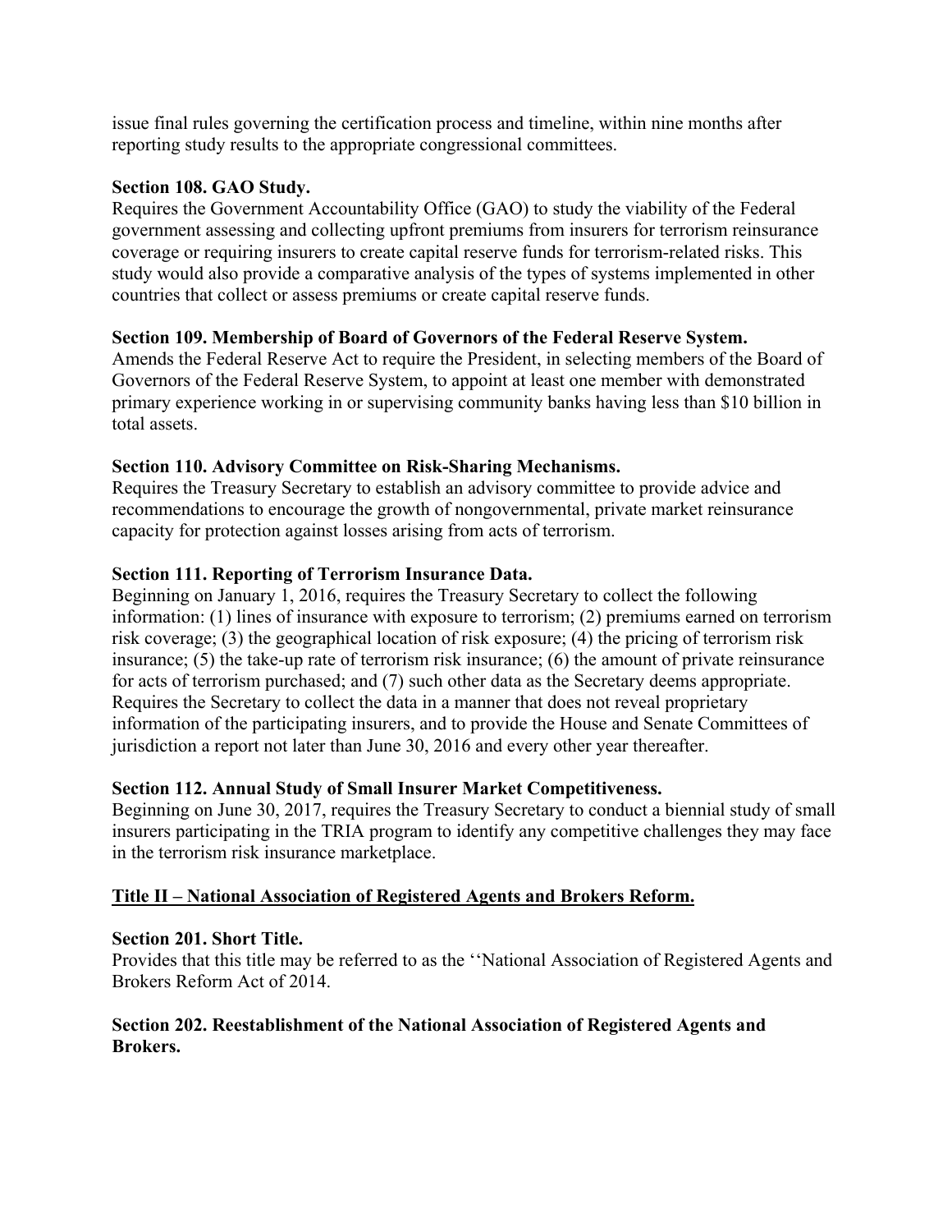issue final rules governing the certification process and timeline, within nine months after reporting study results to the appropriate congressional committees.

**Section 108. GAO Study.**
Requires the Government Accountability Office (GAO) to study the viability of the Federal government assessing and collecting upfront premiums from insurers for terrorism reinsurance coverage or requiring insurers to create capital reserve funds for terrorism-related risks. This study would also provide a comparative analysis of the types of systems implemented in other countries that collect or assess premiums or create capital reserve funds.

**Section 109. Membership of Board of Governors of the Federal Reserve System.**
Amends the Federal Reserve Act to require the President, in selecting members of the Board of Governors of the Federal Reserve System, to appoint at least one member with demonstrated primary experience working in or supervising community banks having less than $10 billion in total assets.

**Section 110. Advisory Committee on Risk-Sharing Mechanisms.**
Requires the Treasury Secretary to establish an advisory committee to provide advice and recommendations to encourage the growth of nongovernmental, private market reinsurance capacity for protection against losses arising from acts of terrorism.

**Section 111. Reporting of Terrorism Insurance Data.**
Beginning on January 1, 2016, requires the Treasury Secretary to collect the following information: (1) lines of insurance with exposure to terrorism; (2) premiums earned on terrorism risk coverage; (3) the geographical location of risk exposure; (4) the pricing of terrorism risk insurance; (5) the take-up rate of terrorism risk insurance; (6) the amount of private reinsurance for acts of terrorism purchased; and (7) such other data as the Secretary deems appropriate. Requires the Secretary to collect the data in a manner that does not reveal proprietary information of the participating insurers, and to provide the House and Senate Committees of jurisdiction a report not later than June 30, 2016 and every other year thereafter.

**Section 112. Annual Study of Small Insurer Market Competitiveness.**
Beginning on June 30, 2017, requires the Treasury Secretary to conduct a biennial study of small insurers participating in the TRIA program to identify any competitive challenges they may face in the terrorism risk insurance marketplace.

**<u>Title II – National Association of Registered Agents and Brokers Reform.</u>**

**Section 201. Short Title.**
Provides that this title may be referred to as the ''National Association of Registered Agents and Brokers Reform Act of 2014.

**Section 202. Reestablishment of the National Association of Registered Agents and Brokers.**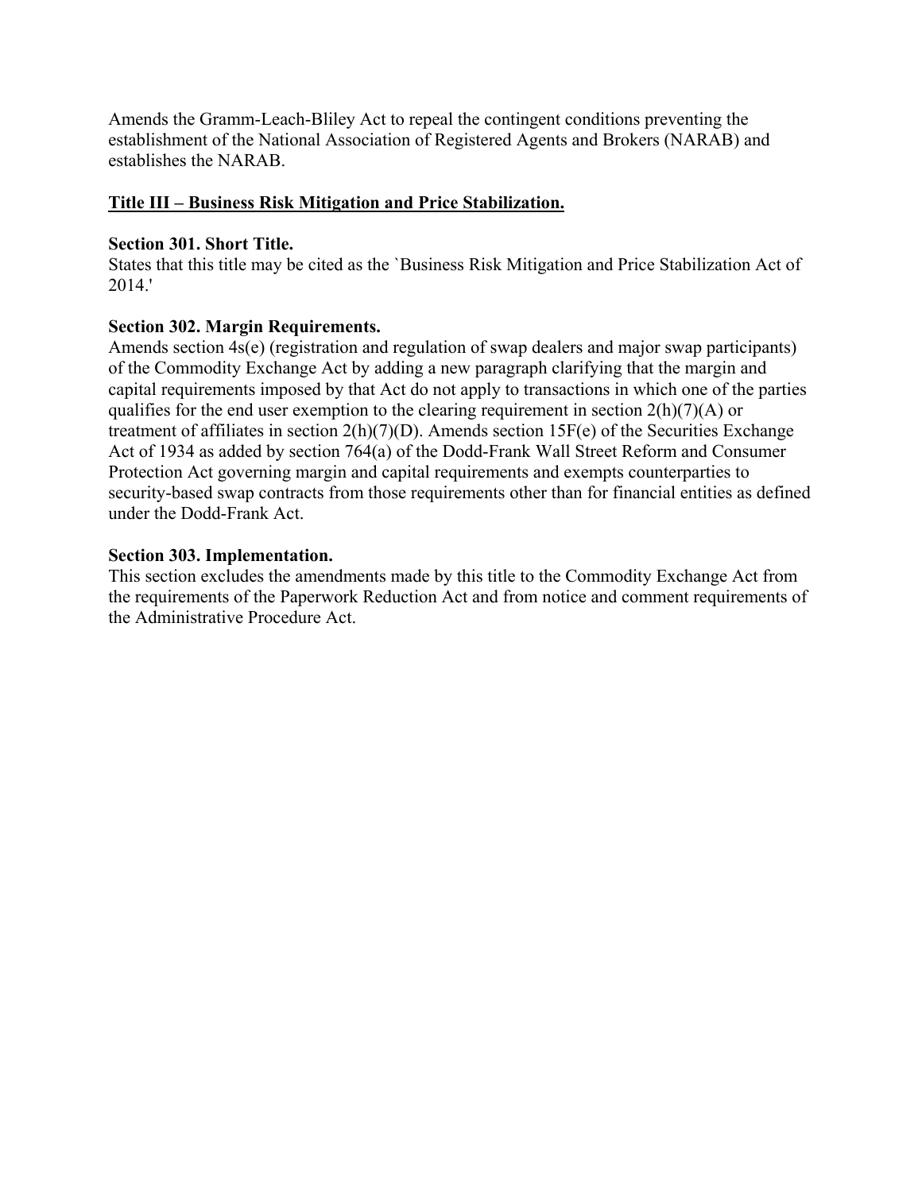Amends the Gramm-Leach-Bliley Act to repeal the contingent conditions preventing the establishment of the National Association of Registered Agents and Brokers (NARAB) and establishes the NARAB.

## Title III – Business Risk Mitigation and Price Stabilization.

**Section 301. Short Title.**
States that this title may be cited as the `Business Risk Mitigation and Price Stabilization Act of 2014.'

**Section 302. Margin Requirements.**
Amends section 4s(e) (registration and regulation of swap dealers and major swap participants) of the Commodity Exchange Act by adding a new paragraph clarifying that the margin and capital requirements imposed by that Act do not apply to transactions in which one of the parties qualifies for the end user exemption to the clearing requirement in section 2(h)(7)(A) or treatment of affiliates in section 2(h)(7)(D). Amends section 15F(e) of the Securities Exchange Act of 1934 as added by section 764(a) of the Dodd-Frank Wall Street Reform and Consumer Protection Act governing margin and capital requirements and exempts counterparties to security-based swap contracts from those requirements other than for financial entities as defined under the Dodd-Frank Act.

**Section 303. Implementation.**
This section excludes the amendments made by this title to the Commodity Exchange Act from the requirements of the Paperwork Reduction Act and from notice and comment requirements of the Administrative Procedure Act.